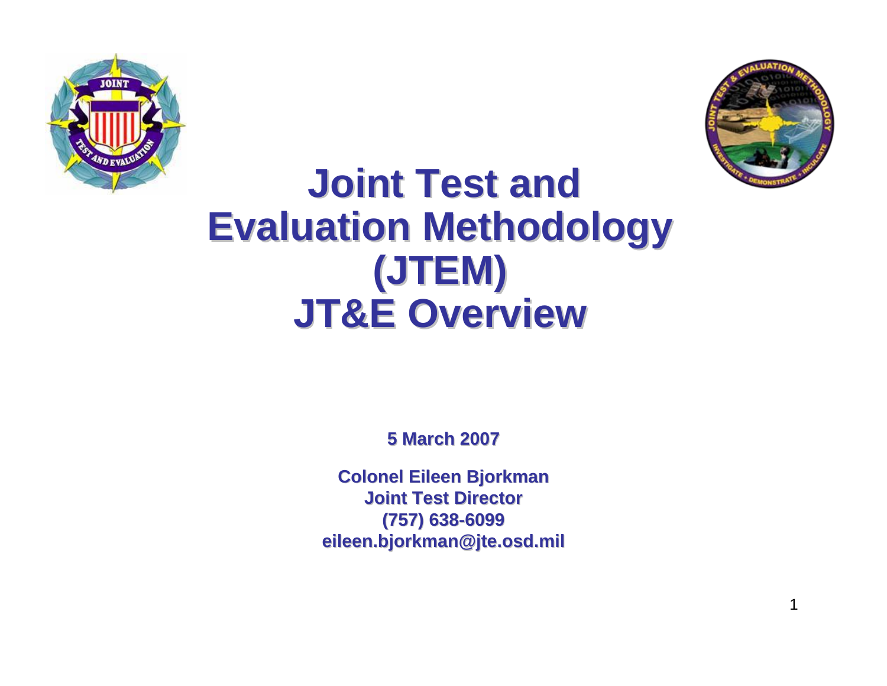# Joint Test and Evaluation Methodology (JTEM)
# JT&E Overview

**5 March 2007**

**Colonel Eileen Bjorkman**
**Joint Test Director**
**(757) 638-6099**
**eileen.bjorkman@jte.osd.mil**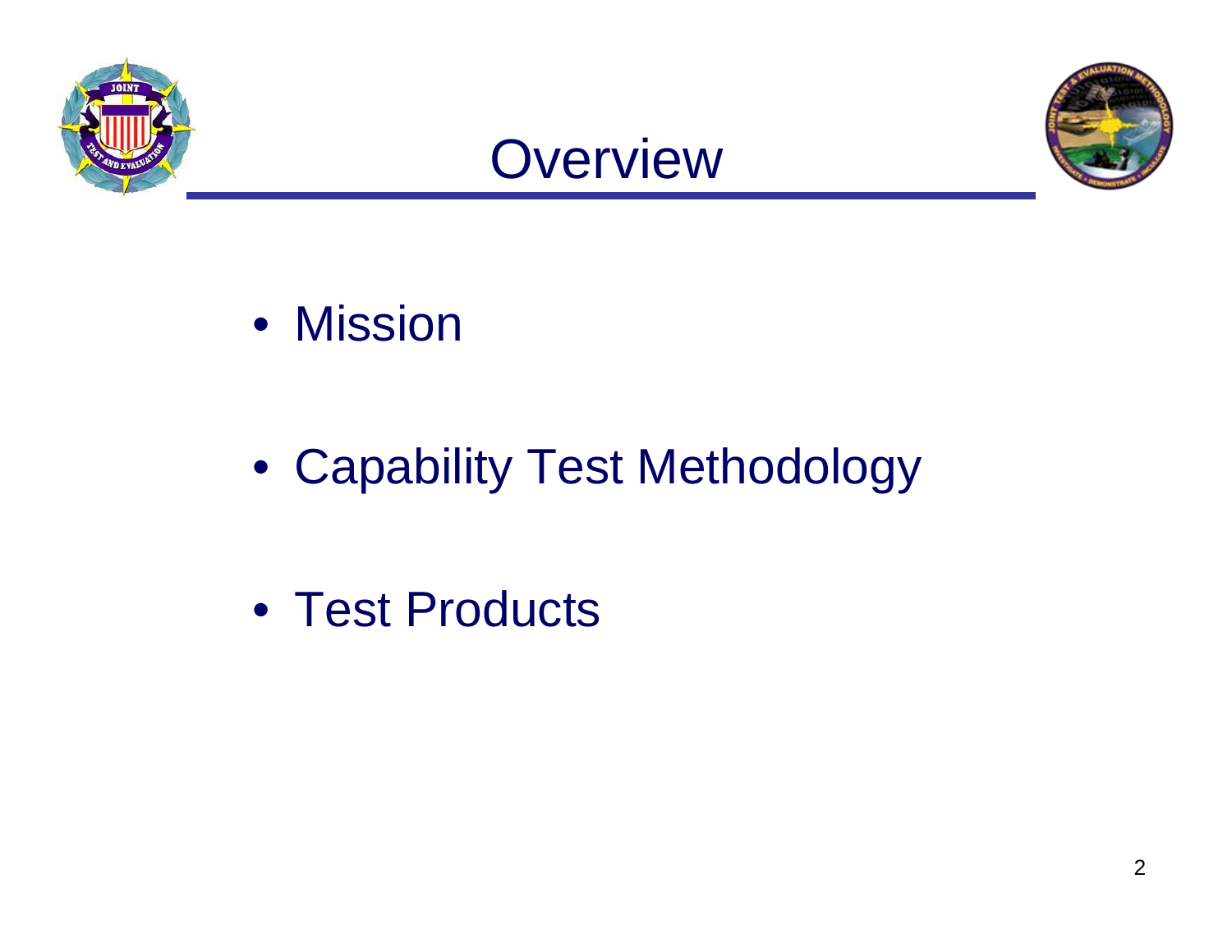# Overview

- Mission
- Capability Test Methodology
- Test Products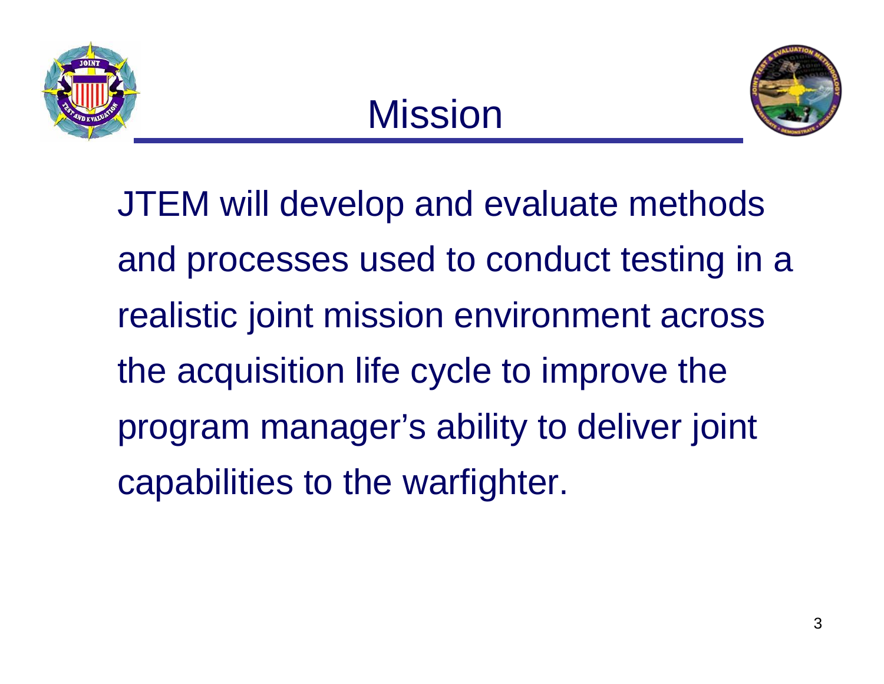# Mission

JTEM will develop and evaluate methods and processes used to conduct testing in a realistic joint mission environment across the acquisition life cycle to improve the program manager's ability to deliver joint capabilities to the warfighter.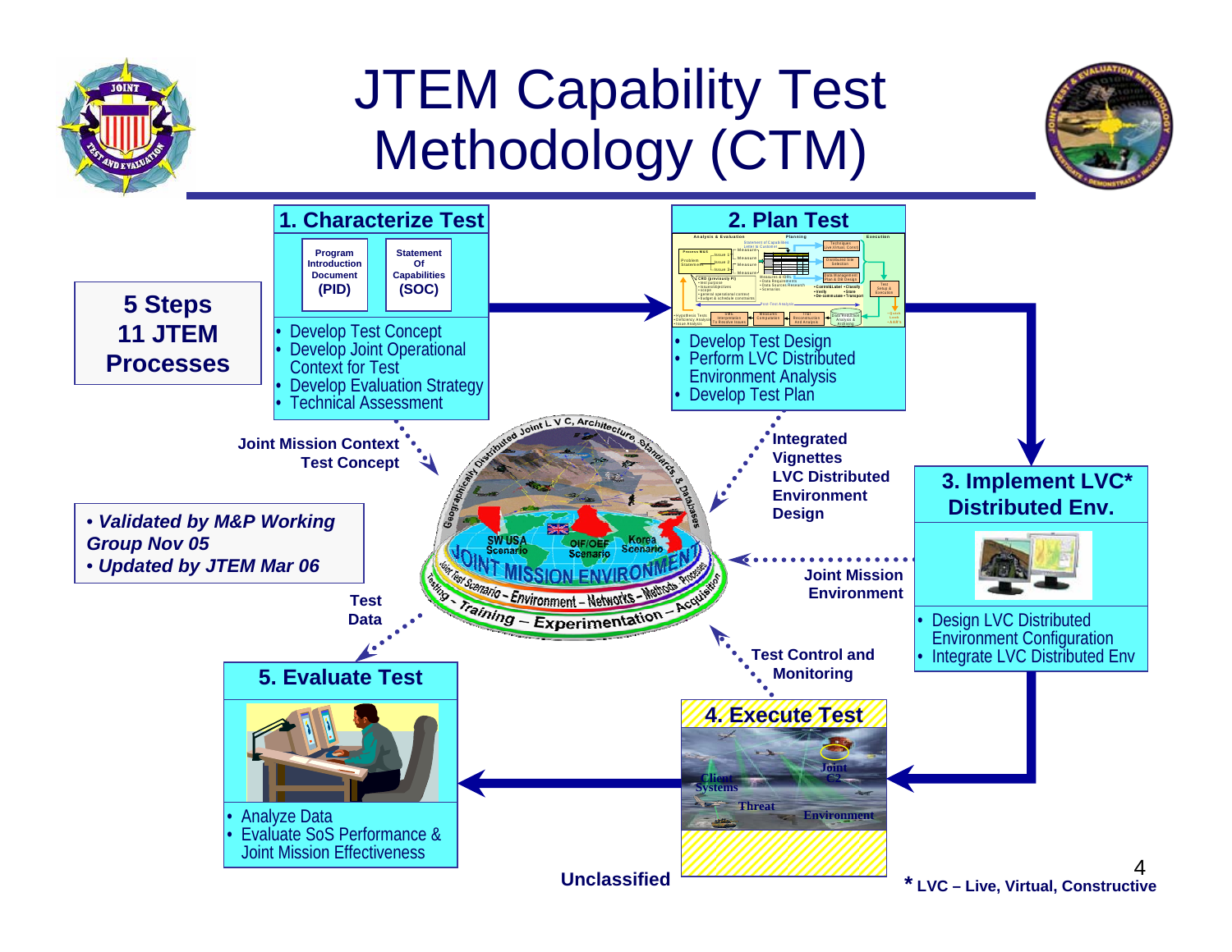# JTEM Capability Test Methodology (CTM)

**5 Steps 11 JTEM Processes**

## 1. Characterize Test

**Program Introduction Document (PID)**

**Statement Of Capabilities (SOC)**

- Develop Test Concept
- Develop Joint Operational Context for Test
- Develop Evaluation Strategy
- Technical Assessment

## 2. Plan Test

- Develop Test Design
- Perform LVC Distributed Environment Analysis
- Develop Test Plan

## 3. Implement LVC* Distributed Env.

- Design LVC Distributed Environment Configuration
- Integrate LVC Distributed Env

## 4. Execute Test

Client Systems

Joint C2

Threat

Environment

## 5. Evaluate Test

- Analyze Data
- Evaluate SoS Performance & Joint Mission Effectiveness

**Joint Mission Context Test Concept**

**Integrated Vignettes LVC Distributed Environment Design**

**Joint Mission Environment**

**Test Control and Monitoring**

**Test Data**

JOINT MISSION ENVIRONMENT

Geographically Distributed Joint L V C, Architecture, Standards, & Databases

SW USA Scenario — OIF/OEF Scenario — Korea Scenario

Joint Test Scenario – Environment – Networks – Methods – Processes

Testing – Training – Experimentation – Acquisition

- ***Validated by M&P Working Group Nov 05***
- ***Updated by JTEM Mar 06***

**Unclassified**

**\* LVC – Live, Virtual, Constructive**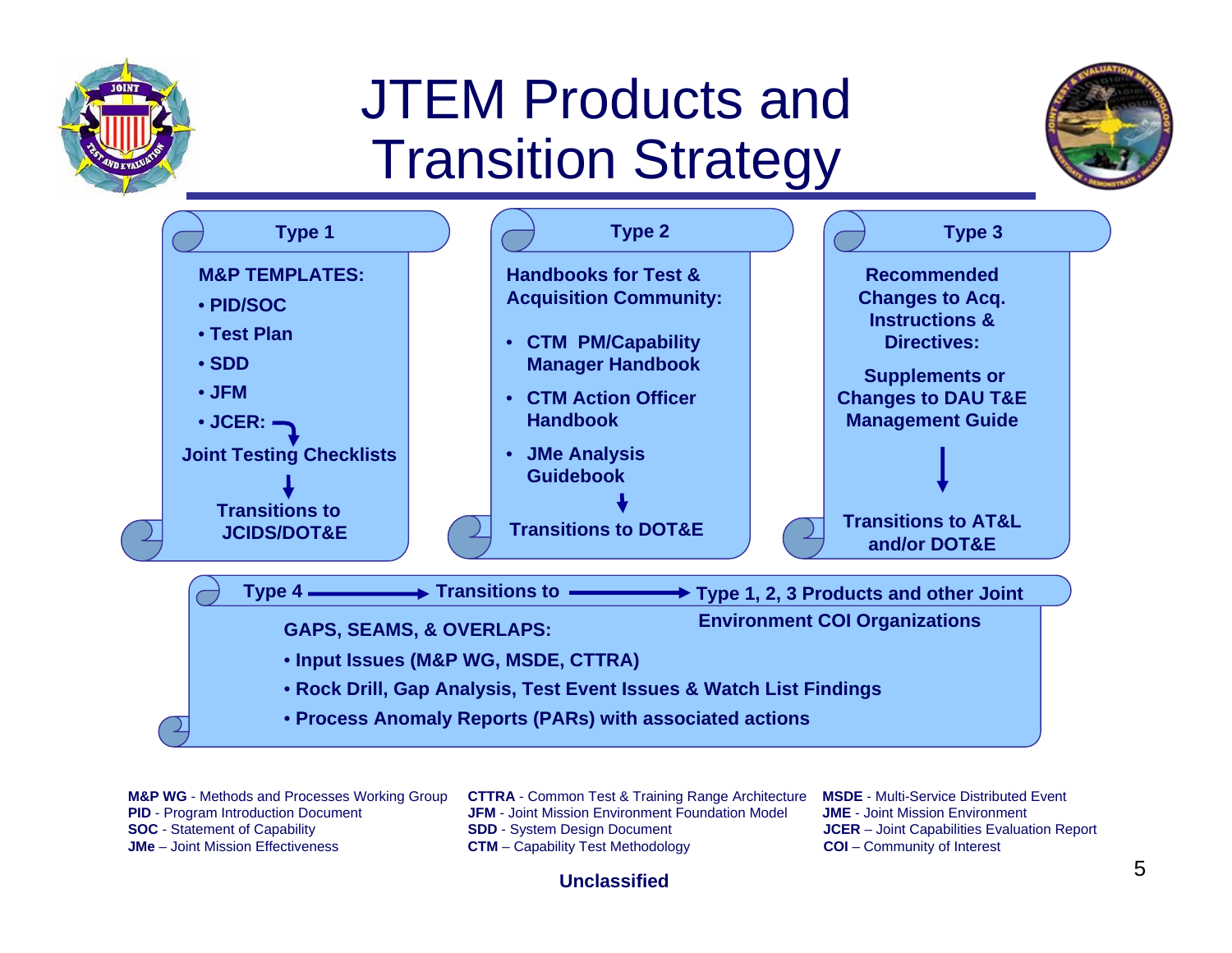# JTEM Products and Transition Strategy

## Type 1

**M&P TEMPLATES:**

- **PID/SOC**
- **Test Plan**
- **SDD**
- **JFM**
- **JCER:** →

**Joint Testing Checklists**

↓

**Transitions to JCIDS/DOT&E**

## Type 2

**Handbooks for Test & Acquisition Community:**

- **CTM PM/Capability Manager Handbook**
- **CTM Action Officer Handbook**
- **JMe Analysis Guidebook**

↓

**Transitions to DOT&E**

## Type 3

**Recommended Changes to Acq. Instructions & Directives:**

**Supplements or Changes to DAU T&E Management Guide**

↓

**Transitions to AT&L and/or DOT&E**

## Type 4 → Transitions to → Type 1, 2, 3 Products and other Joint Environment COI Organizations

**GAPS, SEAMS, & OVERLAPS:**

- **Input Issues (M&P WG, MSDE, CTTRA)**
- **Rock Drill, Gap Analysis, Test Event Issues & Watch List Findings**
- **Process Anomaly Reports (PARs) with associated actions**

**M&P WG** - Methods and Processes Working Group
**PID** - Program Introduction Document
**SOC** - Statement of Capability
**JMe** – Joint Mission Effectiveness
**CTTRA** - Common Test & Training Range Architecture
**JFM** - Joint Mission Environment Foundation Model
**SDD** - System Design Document
**CTM** – Capability Test Methodology
**MSDE** - Multi-Service Distributed Event
**JME** - Joint Mission Environment
**JCER** – Joint Capabilities Evaluation Report
**COI** – Community of Interest

**Unclassified**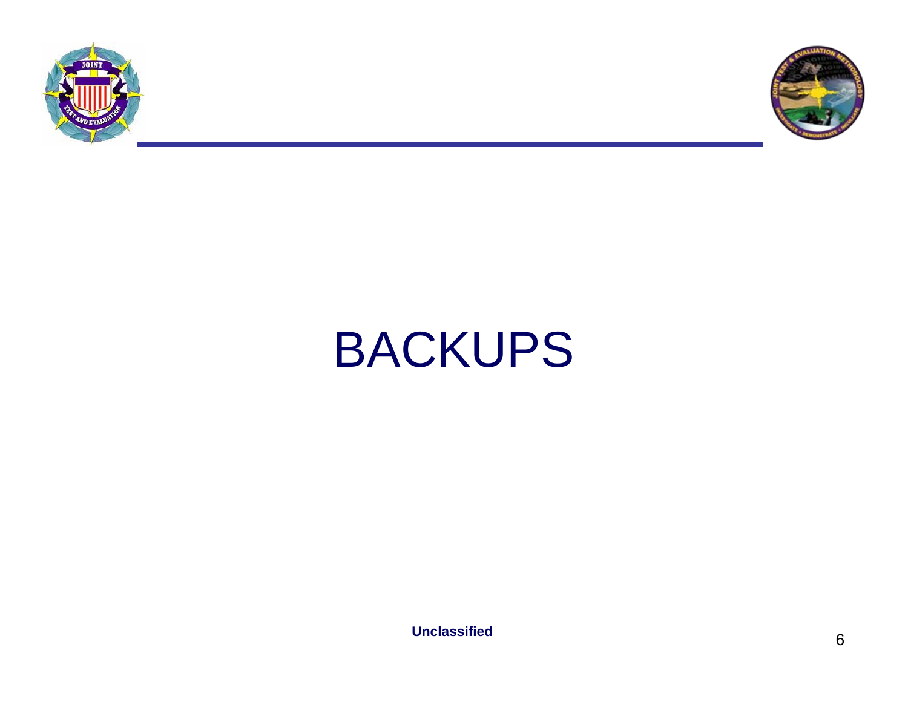# BACKUPS

**Unclassified**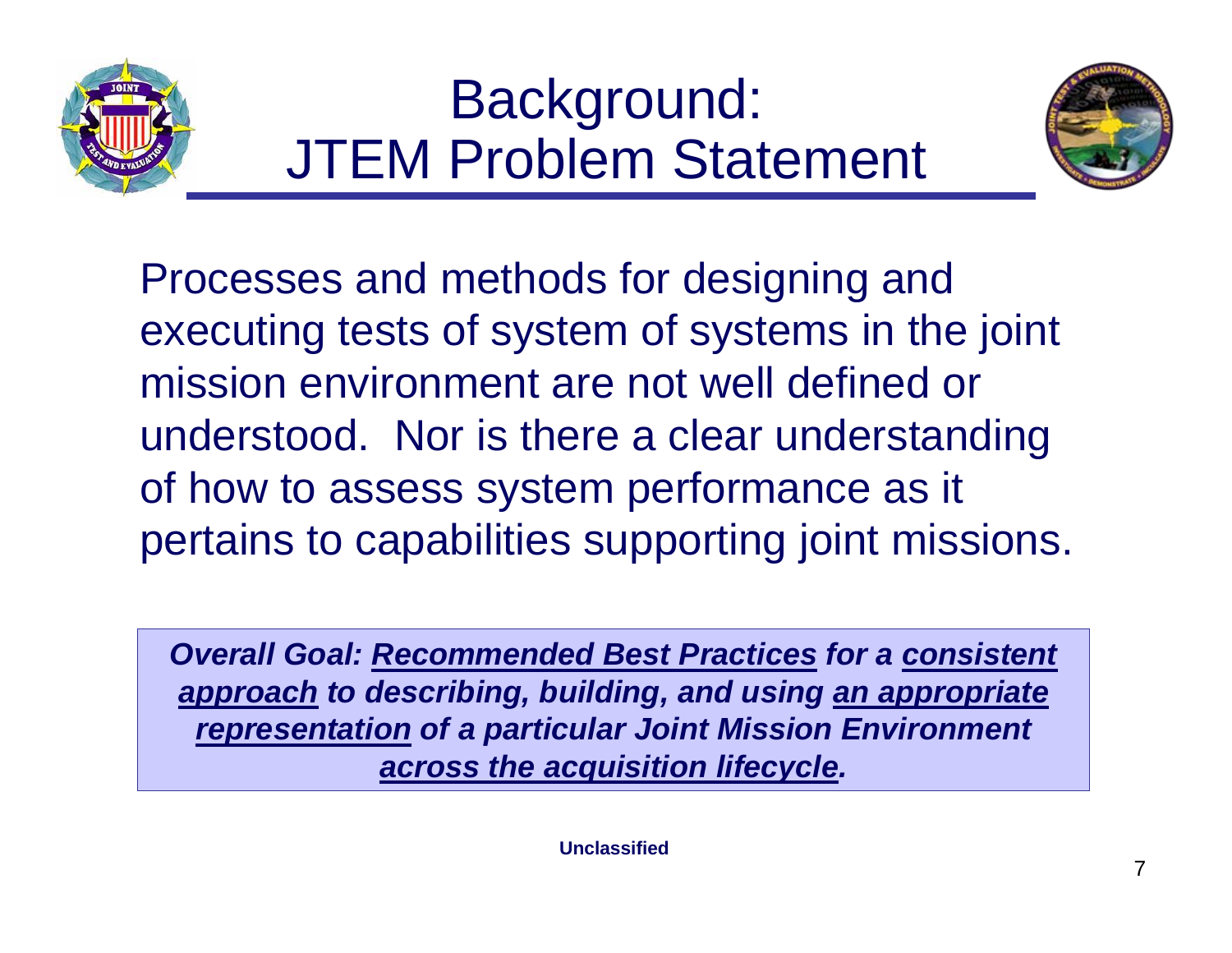# Background: JTEM Problem Statement

Processes and methods for designing and executing tests of system of systems in the joint mission environment are not well defined or understood. Nor is there a clear understanding of how to assess system performance as it pertains to capabilities supporting joint missions.

***Overall Goal: Recommended Best Practices for a consistent approach to describing, building, and using an appropriate representation of a particular Joint Mission Environment across the acquisition lifecycle.***

**Unclassified**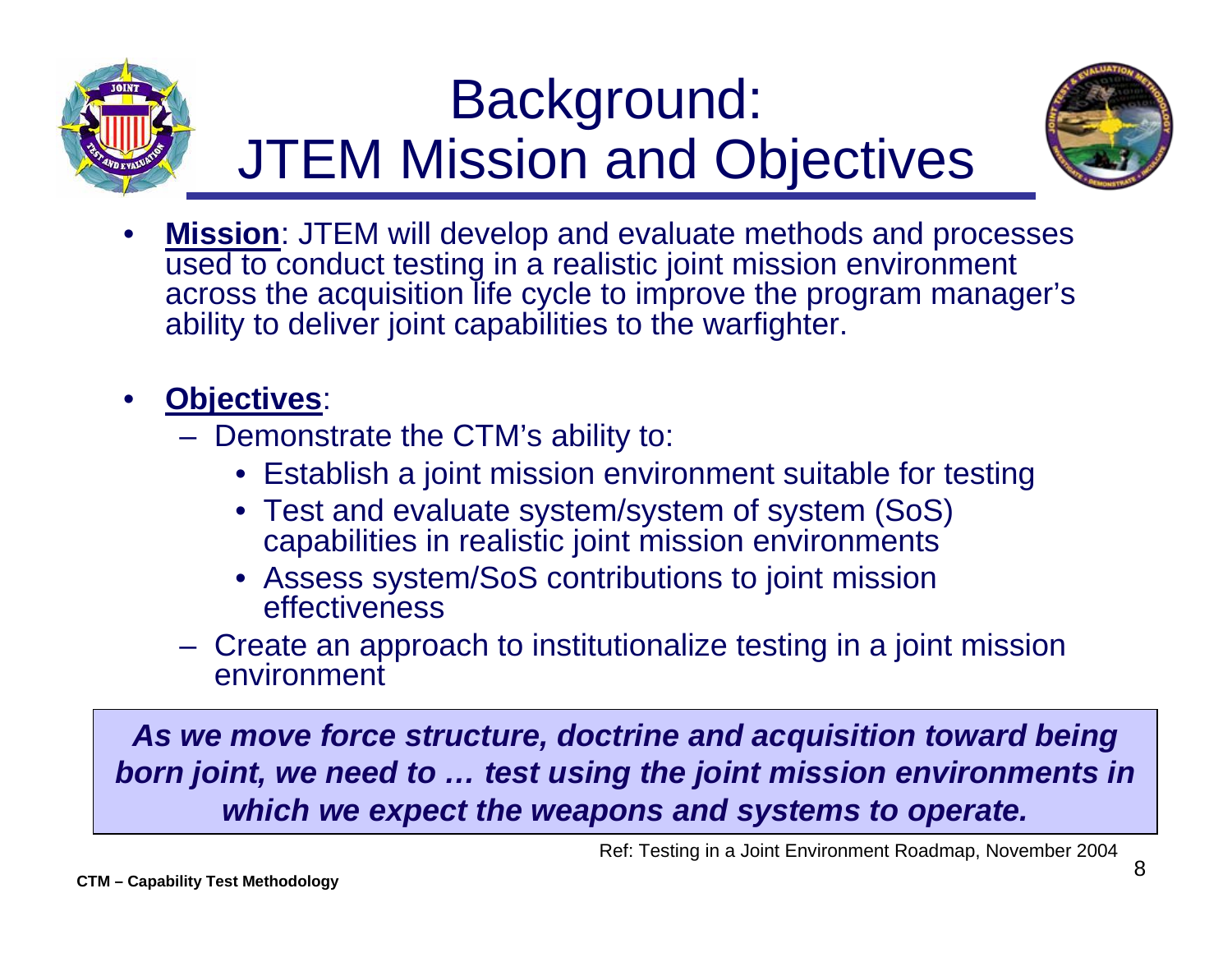# Background: JTEM Mission and Objectives

- **Mission**: JTEM will develop and evaluate methods and processes used to conduct testing in a realistic joint mission environment across the acquisition life cycle to improve the program manager's ability to deliver joint capabilities to the warfighter.

- **Objectives**:
  - Demonstrate the CTM's ability to:
    - Establish a joint mission environment suitable for testing
    - Test and evaluate system/system of system (SoS) capabilities in realistic joint mission environments
    - Assess system/SoS contributions to joint mission effectiveness
  - Create an approach to institutionalize testing in a joint mission environment

***As we move force structure, doctrine and acquisition toward being born joint, we need to … test using the joint mission environments in which we expect the weapons and systems to operate.***

Ref: Testing in a Joint Environment Roadmap, November 2004

**CTM – Capability Test Methodology**